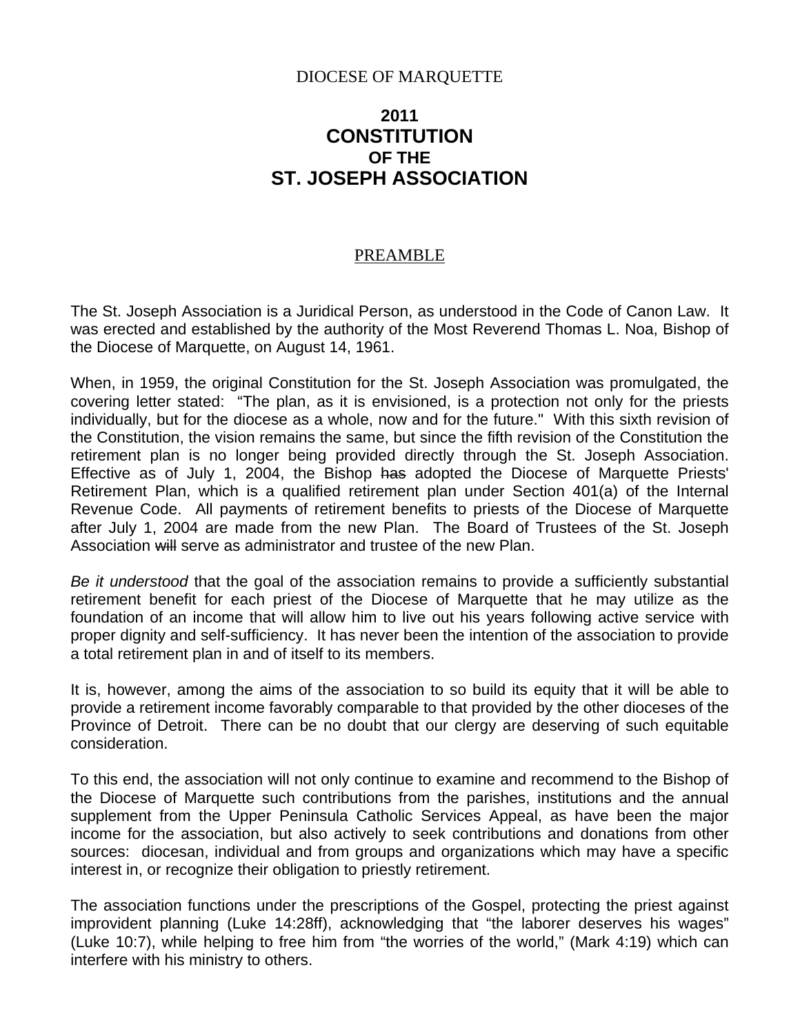DIOCESE OF MARQUETTE

# 2011 CONSTITUTION OF THE ST. JOSEPH ASSOCIATION

## PREAMBLE

The St. Joseph Association is a Juridical Person, as understood in the Code of Canon Law. It was erected and established by the authority of the Most Reverend Thomas L. Noa, Bishop of the Diocese of Marquette, on August 14, 1961.

When, in 1959, the original Constitution for the St. Joseph Association was promulgated, the covering letter stated: "The plan, as it is envisioned, is a protection not only for the priests individually, but for the diocese as a whole, now and for the future." With this sixth revision of the Constitution, the vision remains the same, but since the fifth revision of the Constitution the retirement plan is no longer being provided directly through the St. Joseph Association. Effective as of July 1, 2004, the Bishop ~~has~~ adopted the Diocese of Marquette Priests' Retirement Plan, which is a qualified retirement plan under Section 401(a) of the Internal Revenue Code. All payments of retirement benefits to priests of the Diocese of Marquette after July 1, 2004 are made from the new Plan. The Board of Trustees of the St. Joseph Association ~~will~~ serve as administrator and trustee of the new Plan.

*Be it understood* that the goal of the association remains to provide a sufficiently substantial retirement benefit for each priest of the Diocese of Marquette that he may utilize as the foundation of an income that will allow him to live out his years following active service with proper dignity and self-sufficiency. It has never been the intention of the association to provide a total retirement plan in and of itself to its members.

It is, however, among the aims of the association to so build its equity that it will be able to provide a retirement income favorably comparable to that provided by the other dioceses of the Province of Detroit. There can be no doubt that our clergy are deserving of such equitable consideration.

To this end, the association will not only continue to examine and recommend to the Bishop of the Diocese of Marquette such contributions from the parishes, institutions and the annual supplement from the Upper Peninsula Catholic Services Appeal, as have been the major income for the association, but also actively to seek contributions and donations from other sources: diocesan, individual and from groups and organizations which may have a specific interest in, or recognize their obligation to priestly retirement.

The association functions under the prescriptions of the Gospel, protecting the priest against improvident planning (Luke 14:28ff), acknowledging that "the laborer deserves his wages" (Luke 10:7), while helping to free him from "the worries of the world," (Mark 4:19) which can interfere with his ministry to others.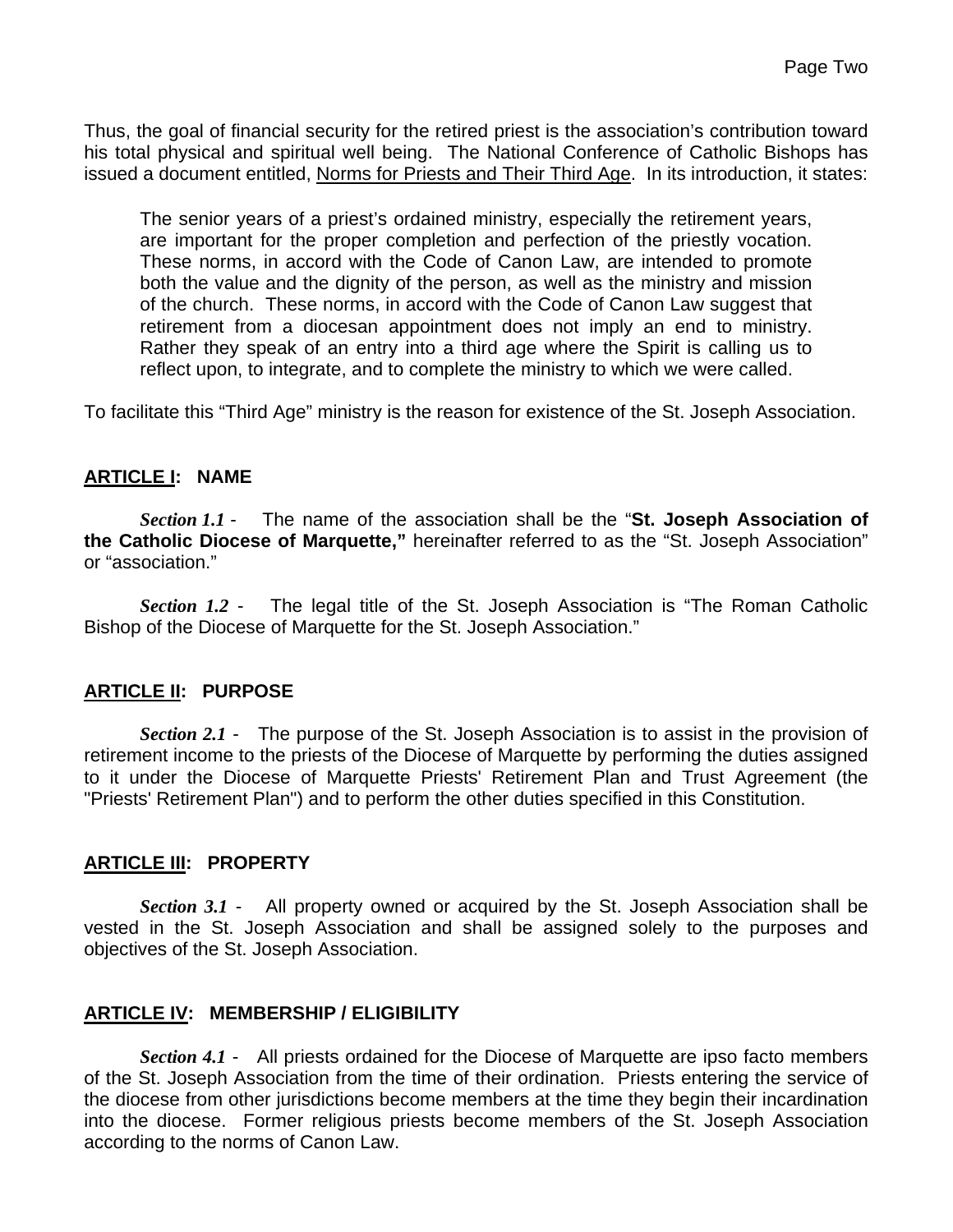Thus, the goal of financial security for the retired priest is the association's contribution toward his total physical and spiritual well being. The National Conference of Catholic Bishops has issued a document entitled, <u>Norms for Priests and Their Third Age</u>. In its introduction, it states:

> The senior years of a priest's ordained ministry, especially the retirement years, are important for the proper completion and perfection of the priestly vocation. These norms, in accord with the Code of Canon Law, are intended to promote both the value and the dignity of the person, as well as the ministry and mission of the church. These norms, in accord with the Code of Canon Law suggest that retirement from a diocesan appointment does not imply an end to ministry. Rather they speak of an entry into a third age where the Spirit is calling us to reflect upon, to integrate, and to complete the ministry to which we were called.

To facilitate this "Third Age" ministry is the reason for existence of the St. Joseph Association.

## ARTICLE I: NAME

***Section 1.1*** - The name of the association shall be the "**St. Joseph Association of the Catholic Diocese of Marquette,"** hereinafter referred to as the "St. Joseph Association" or "association."

***Section 1.2*** - The legal title of the St. Joseph Association is "The Roman Catholic Bishop of the Diocese of Marquette for the St. Joseph Association."

## ARTICLE II: PURPOSE

***Section 2.1*** - The purpose of the St. Joseph Association is to assist in the provision of retirement income to the priests of the Diocese of Marquette by performing the duties assigned to it under the Diocese of Marquette Priests' Retirement Plan and Trust Agreement (the "Priests' Retirement Plan") and to perform the other duties specified in this Constitution.

## ARTICLE III: PROPERTY

***Section 3.1*** - All property owned or acquired by the St. Joseph Association shall be vested in the St. Joseph Association and shall be assigned solely to the purposes and objectives of the St. Joseph Association.

## ARTICLE IV: MEMBERSHIP / ELIGIBILITY

***Section 4.1*** - All priests ordained for the Diocese of Marquette are ipso facto members of the St. Joseph Association from the time of their ordination. Priests entering the service of the diocese from other jurisdictions become members at the time they begin their incardination into the diocese. Former religious priests become members of the St. Joseph Association according to the norms of Canon Law.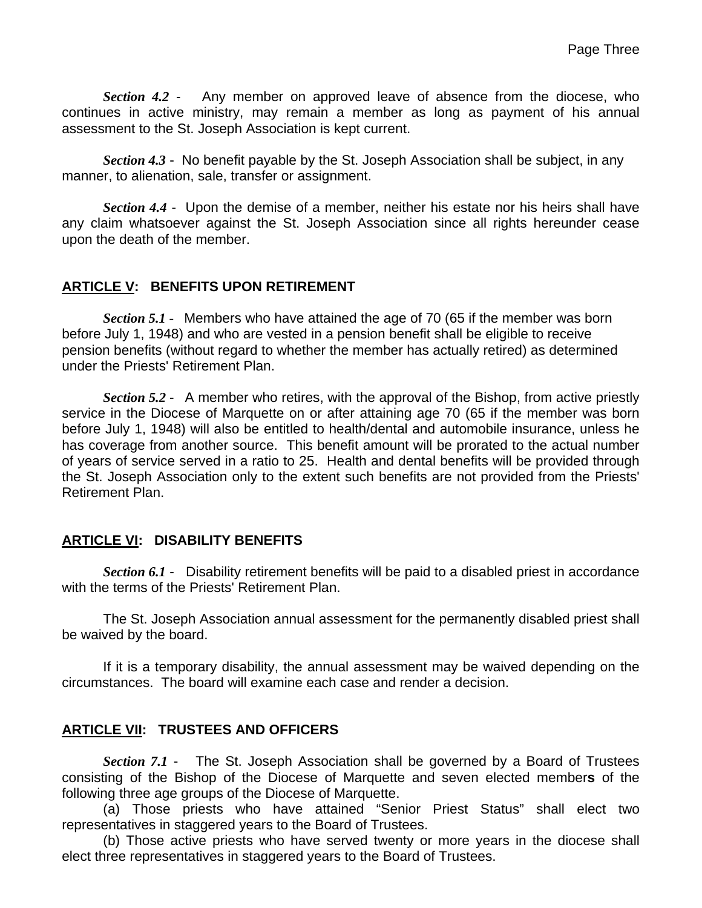*Section 4.2* - Any member on approved leave of absence from the diocese, who continues in active ministry, may remain a member as long as payment of his annual assessment to the St. Joseph Association is kept current.

*Section 4.3* - No benefit payable by the St. Joseph Association shall be subject, in any manner, to alienation, sale, transfer or assignment.

*Section 4.4* - Upon the demise of a member, neither his estate nor his heirs shall have any claim whatsoever against the St. Joseph Association since all rights hereunder cease upon the death of the member.

## ARTICLE V: BENEFITS UPON RETIREMENT

*Section 5.1* - Members who have attained the age of 70 (65 if the member was born before July 1, 1948) and who are vested in a pension benefit shall be eligible to receive pension benefits (without regard to whether the member has actually retired) as determined under the Priests' Retirement Plan.

*Section 5.2* - A member who retires, with the approval of the Bishop, from active priestly service in the Diocese of Marquette on or after attaining age 70 (65 if the member was born before July 1, 1948) will also be entitled to health/dental and automobile insurance, unless he has coverage from another source. This benefit amount will be prorated to the actual number of years of service served in a ratio to 25. Health and dental benefits will be provided through the St. Joseph Association only to the extent such benefits are not provided from the Priests' Retirement Plan.

## ARTICLE VI: DISABILITY BENEFITS

*Section 6.1* - Disability retirement benefits will be paid to a disabled priest in accordance with the terms of the Priests' Retirement Plan.

The St. Joseph Association annual assessment for the permanently disabled priest shall be waived by the board.

If it is a temporary disability, the annual assessment may be waived depending on the circumstances. The board will examine each case and render a decision.

## ARTICLE VII: TRUSTEES AND OFFICERS

*Section 7.1* - The St. Joseph Association shall be governed by a Board of Trustees consisting of the Bishop of the Diocese of Marquette and seven elected member**s** of the following three age groups of the Diocese of Marquette.

(a) Those priests who have attained "Senior Priest Status" shall elect two representatives in staggered years to the Board of Trustees.

(b) Those active priests who have served twenty or more years in the diocese shall elect three representatives in staggered years to the Board of Trustees.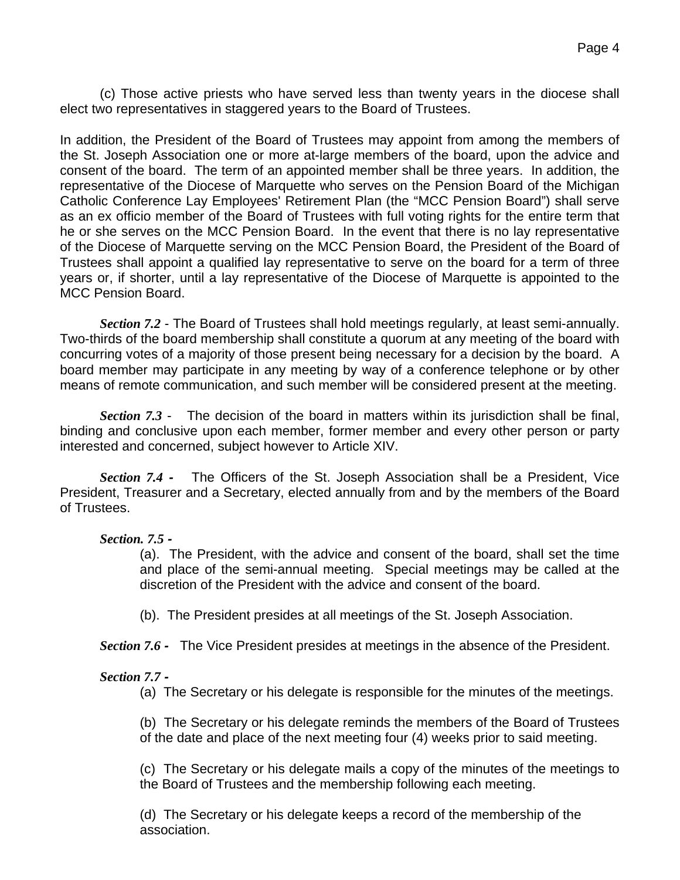(c) Those active priests who have served less than twenty years in the diocese shall elect two representatives in staggered years to the Board of Trustees.

In addition, the President of the Board of Trustees may appoint from among the members of the St. Joseph Association one or more at-large members of the board, upon the advice and consent of the board. The term of an appointed member shall be three years. In addition, the representative of the Diocese of Marquette who serves on the Pension Board of the Michigan Catholic Conference Lay Employees' Retirement Plan (the "MCC Pension Board") shall serve as an ex officio member of the Board of Trustees with full voting rights for the entire term that he or she serves on the MCC Pension Board. In the event that there is no lay representative of the Diocese of Marquette serving on the MCC Pension Board, the President of the Board of Trustees shall appoint a qualified lay representative to serve on the board for a term of three years or, if shorter, until a lay representative of the Diocese of Marquette is appointed to the MCC Pension Board.

***Section 7.2*** - The Board of Trustees shall hold meetings regularly, at least semi-annually. Two-thirds of the board membership shall constitute a quorum at any meeting of the board with concurring votes of a majority of those present being necessary for a decision by the board. A board member may participate in any meeting by way of a conference telephone or by other means of remote communication, and such member will be considered present at the meeting.

***Section 7.3*** - The decision of the board in matters within its jurisdiction shall be final, binding and conclusive upon each member, former member and every other person or party interested and concerned, subject however to Article XIV.

***Section 7.4 -*** The Officers of the St. Joseph Association shall be a President, Vice President, Treasurer and a Secretary, elected annually from and by the members of the Board of Trustees.

***Section. 7.5 -***

(a). The President, with the advice and consent of the board, shall set the time and place of the semi-annual meeting. Special meetings may be called at the discretion of the President with the advice and consent of the board.

(b). The President presides at all meetings of the St. Joseph Association.

***Section 7.6 -*** The Vice President presides at meetings in the absence of the President.

***Section 7.7 -***

(a) The Secretary or his delegate is responsible for the minutes of the meetings.

(b) The Secretary or his delegate reminds the members of the Board of Trustees of the date and place of the next meeting four (4) weeks prior to said meeting.

(c) The Secretary or his delegate mails a copy of the minutes of the meetings to the Board of Trustees and the membership following each meeting.

(d) The Secretary or his delegate keeps a record of the membership of the association.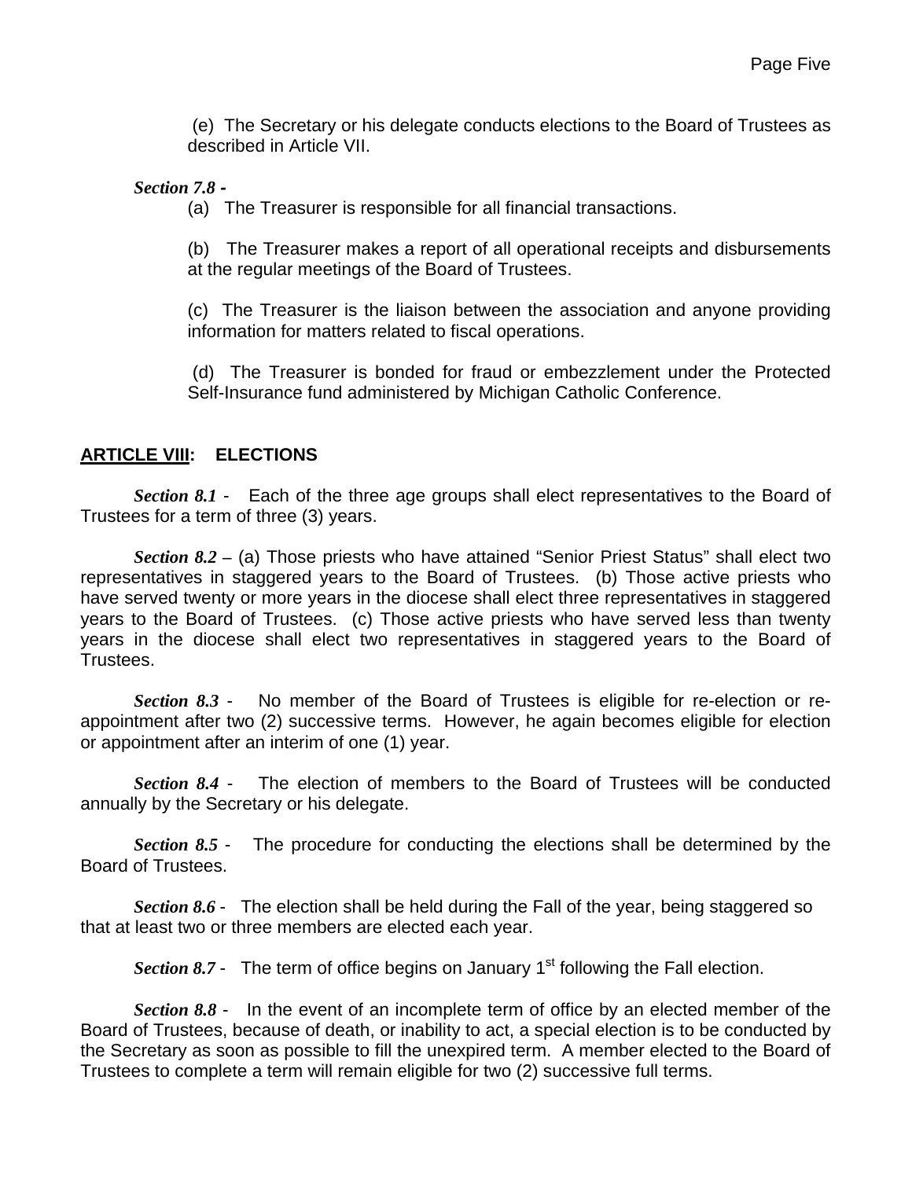(e) The Secretary or his delegate conducts elections to the Board of Trustees as described in Article VII.

***Section 7.8 -***

(a) The Treasurer is responsible for all financial transactions.

(b) The Treasurer makes a report of all operational receipts and disbursements at the regular meetings of the Board of Trustees.

(c) The Treasurer is the liaison between the association and anyone providing information for matters related to fiscal operations.

(d) The Treasurer is bonded for fraud or embezzlement under the Protected Self-Insurance fund administered by Michigan Catholic Conference.

## **ARTICLE VIII: ELECTIONS**

***Section 8.1*** - Each of the three age groups shall elect representatives to the Board of Trustees for a term of three (3) years.

***Section 8.2*** – (a) Those priests who have attained "Senior Priest Status" shall elect two representatives in staggered years to the Board of Trustees. (b) Those active priests who have served twenty or more years in the diocese shall elect three representatives in staggered years to the Board of Trustees. (c) Those active priests who have served less than twenty years in the diocese shall elect two representatives in staggered years to the Board of Trustees.

***Section 8.3*** - No member of the Board of Trustees is eligible for re-election or re-appointment after two (2) successive terms. However, he again becomes eligible for election or appointment after an interim of one (1) year.

***Section 8.4*** - The election of members to the Board of Trustees will be conducted annually by the Secretary or his delegate.

***Section 8.5*** - The procedure for conducting the elections shall be determined by the Board of Trustees.

***Section 8.6*** - The election shall be held during the Fall of the year, being staggered so that at least two or three members are elected each year.

***Section 8.7*** - The term of office begins on January 1st following the Fall election.

***Section 8.8*** - In the event of an incomplete term of office by an elected member of the Board of Trustees, because of death, or inability to act, a special election is to be conducted by the Secretary as soon as possible to fill the unexpired term. A member elected to the Board of Trustees to complete a term will remain eligible for two (2) successive full terms.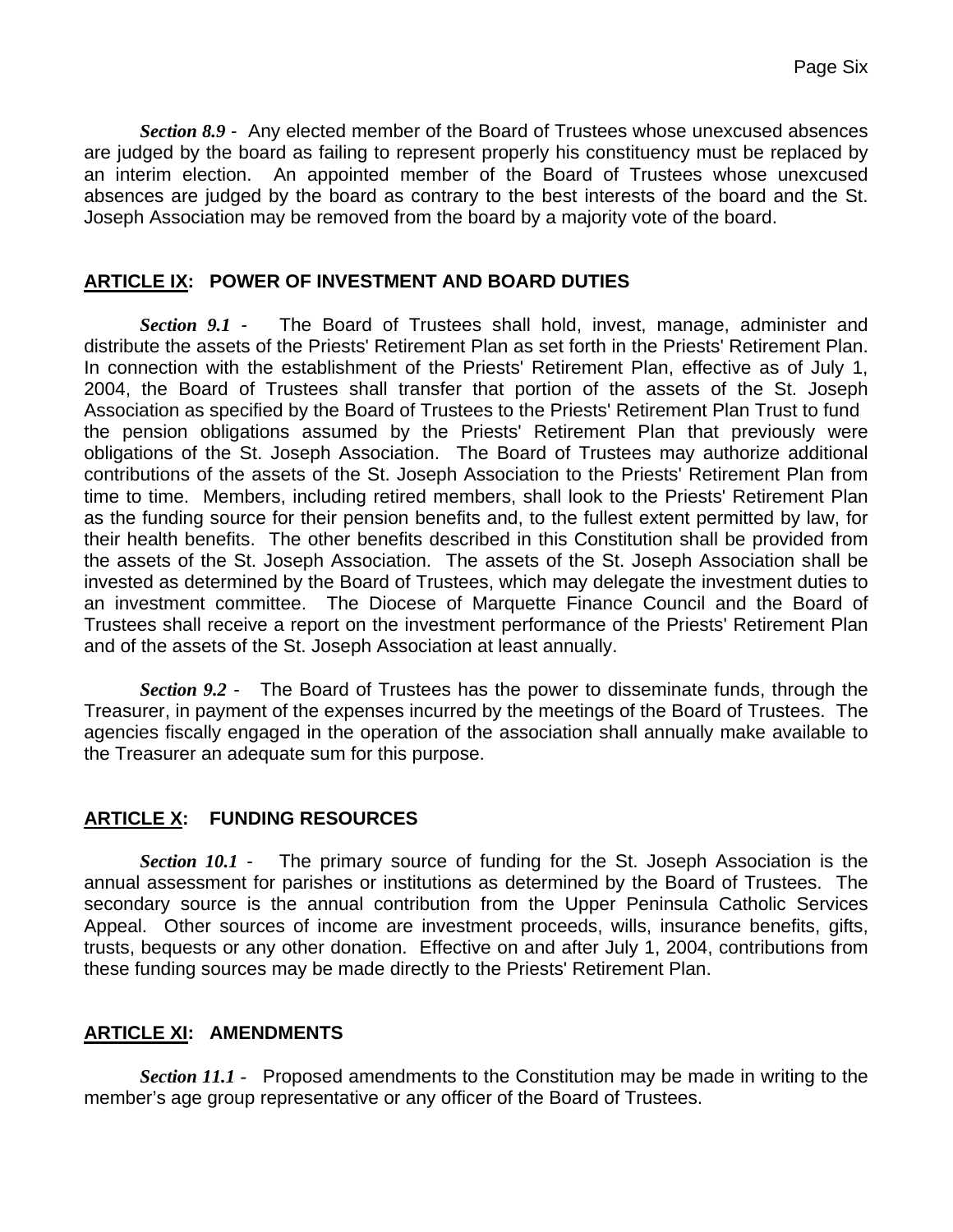*Section 8.9* - Any elected member of the Board of Trustees whose unexcused absences are judged by the board as failing to represent properly his constituency must be replaced by an interim election. An appointed member of the Board of Trustees whose unexcused absences are judged by the board as contrary to the best interests of the board and the St. Joseph Association may be removed from the board by a majority vote of the board.

## ARTICLE IX: POWER OF INVESTMENT AND BOARD DUTIES

*Section 9.1* - The Board of Trustees shall hold, invest, manage, administer and distribute the assets of the Priests' Retirement Plan as set forth in the Priests' Retirement Plan. In connection with the establishment of the Priests' Retirement Plan, effective as of July 1, 2004, the Board of Trustees shall transfer that portion of the assets of the St. Joseph Association as specified by the Board of Trustees to the Priests' Retirement Plan Trust to fund the pension obligations assumed by the Priests' Retirement Plan that previously were obligations of the St. Joseph Association. The Board of Trustees may authorize additional contributions of the assets of the St. Joseph Association to the Priests' Retirement Plan from time to time. Members, including retired members, shall look to the Priests' Retirement Plan as the funding source for their pension benefits and, to the fullest extent permitted by law, for their health benefits. The other benefits described in this Constitution shall be provided from the assets of the St. Joseph Association. The assets of the St. Joseph Association shall be invested as determined by the Board of Trustees, which may delegate the investment duties to an investment committee. The Diocese of Marquette Finance Council and the Board of Trustees shall receive a report on the investment performance of the Priests' Retirement Plan and of the assets of the St. Joseph Association at least annually.

*Section 9.2* - The Board of Trustees has the power to disseminate funds, through the Treasurer, in payment of the expenses incurred by the meetings of the Board of Trustees. The agencies fiscally engaged in the operation of the association shall annually make available to the Treasurer an adequate sum for this purpose.

## ARTICLE X: FUNDING RESOURCES

*Section 10.1* - The primary source of funding for the St. Joseph Association is the annual assessment for parishes or institutions as determined by the Board of Trustees. The secondary source is the annual contribution from the Upper Peninsula Catholic Services Appeal. Other sources of income are investment proceeds, wills, insurance benefits, gifts, trusts, bequests or any other donation. Effective on and after July 1, 2004, contributions from these funding sources may be made directly to the Priests' Retirement Plan.

## ARTICLE XI: AMENDMENTS

*Section 11.1* - Proposed amendments to the Constitution may be made in writing to the member's age group representative or any officer of the Board of Trustees.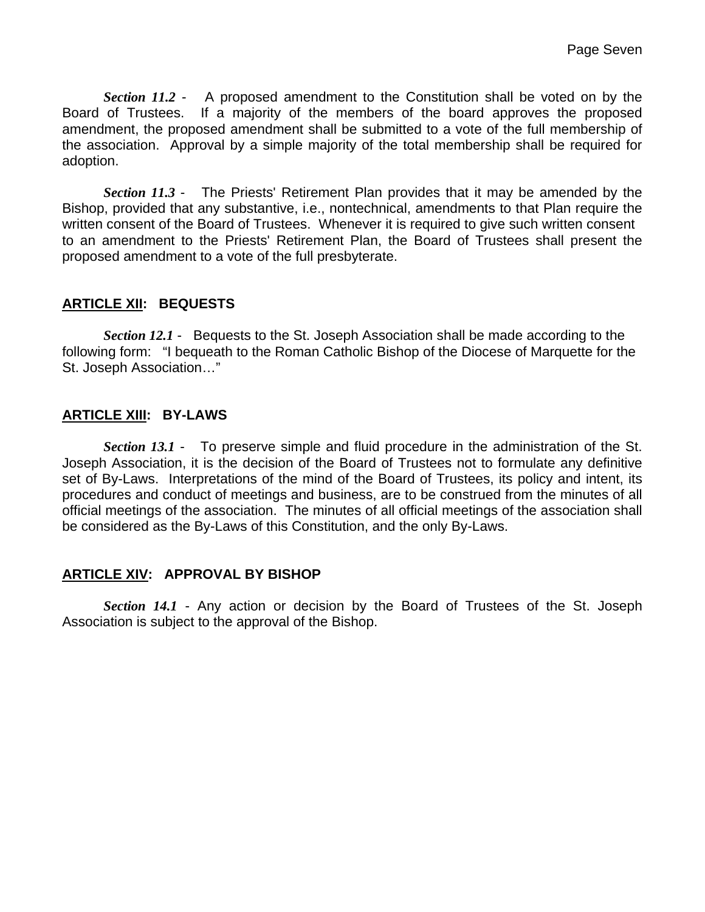*Section 11.2* - A proposed amendment to the Constitution shall be voted on by the Board of Trustees. If a majority of the members of the board approves the proposed amendment, the proposed amendment shall be submitted to a vote of the full membership of the association. Approval by a simple majority of the total membership shall be required for adoption.

*Section 11.3* - The Priests' Retirement Plan provides that it may be amended by the Bishop, provided that any substantive, i.e., nontechnical, amendments to that Plan require the written consent of the Board of Trustees. Whenever it is required to give such written consent to an amendment to the Priests' Retirement Plan, the Board of Trustees shall present the proposed amendment to a vote of the full presbyterate.

## ARTICLE XII: BEQUESTS

*Section 12.1* - Bequests to the St. Joseph Association shall be made according to the following form: "I bequeath to the Roman Catholic Bishop of the Diocese of Marquette for the St. Joseph Association…"

## ARTICLE XIII: BY-LAWS

*Section 13.1* - To preserve simple and fluid procedure in the administration of the St. Joseph Association, it is the decision of the Board of Trustees not to formulate any definitive set of By-Laws. Interpretations of the mind of the Board of Trustees, its policy and intent, its procedures and conduct of meetings and business, are to be construed from the minutes of all official meetings of the association. The minutes of all official meetings of the association shall be considered as the By-Laws of this Constitution, and the only By-Laws.

## ARTICLE XIV: APPROVAL BY BISHOP

*Section 14.1* - Any action or decision by the Board of Trustees of the St. Joseph Association is subject to the approval of the Bishop.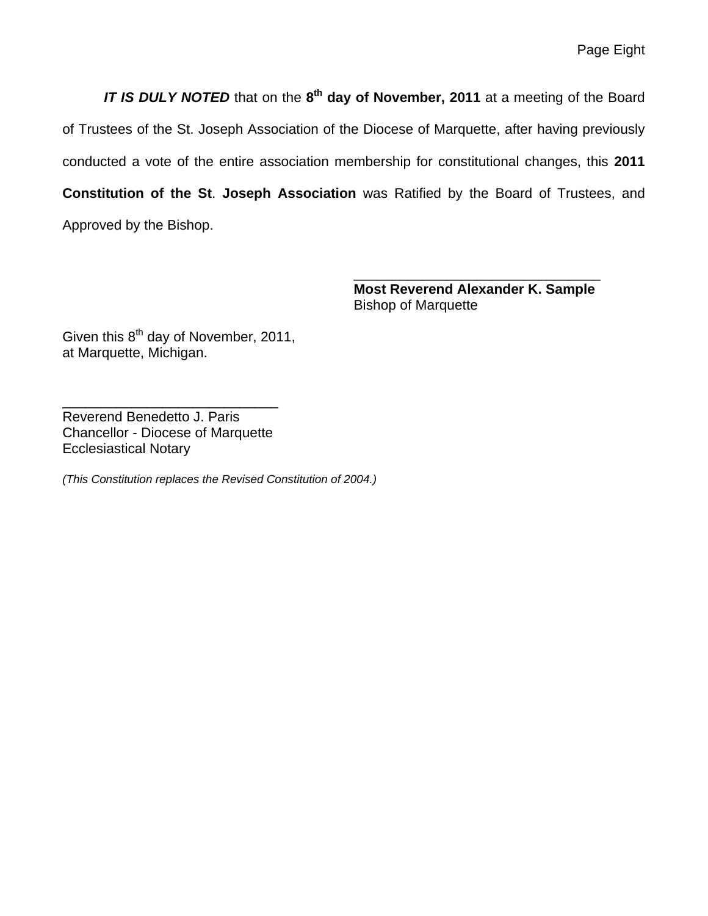***IT IS DULY NOTED*** that on the **8th day of November, 2011** at a meeting of the Board of Trustees of the St. Joseph Association of the Diocese of Marquette, after having previously conducted a vote of the entire association membership for constitutional changes, this **2011 Constitution of the St**. **Joseph Association** was Ratified by the Board of Trustees, and Approved by the Bishop.

\_\_\_\_\_\_\_\_\_\_\_\_\_\_\_\_\_\_\_\_\_\_\_\_\_\_\_\_\_\_\_\_
**Most Reverend Alexander K. Sample**
Bishop of Marquette

Given this 8th day of November, 2011,
at Marquette, Michigan.

\_\_\_\_\_\_\_\_\_\_\_\_\_\_\_\_\_\_\_\_\_\_\_\_\_\_\_\_
Reverend Benedetto J. Paris
Chancellor - Diocese of Marquette
Ecclesiastical Notary

*(This Constitution replaces the Revised Constitution of 2004.)*